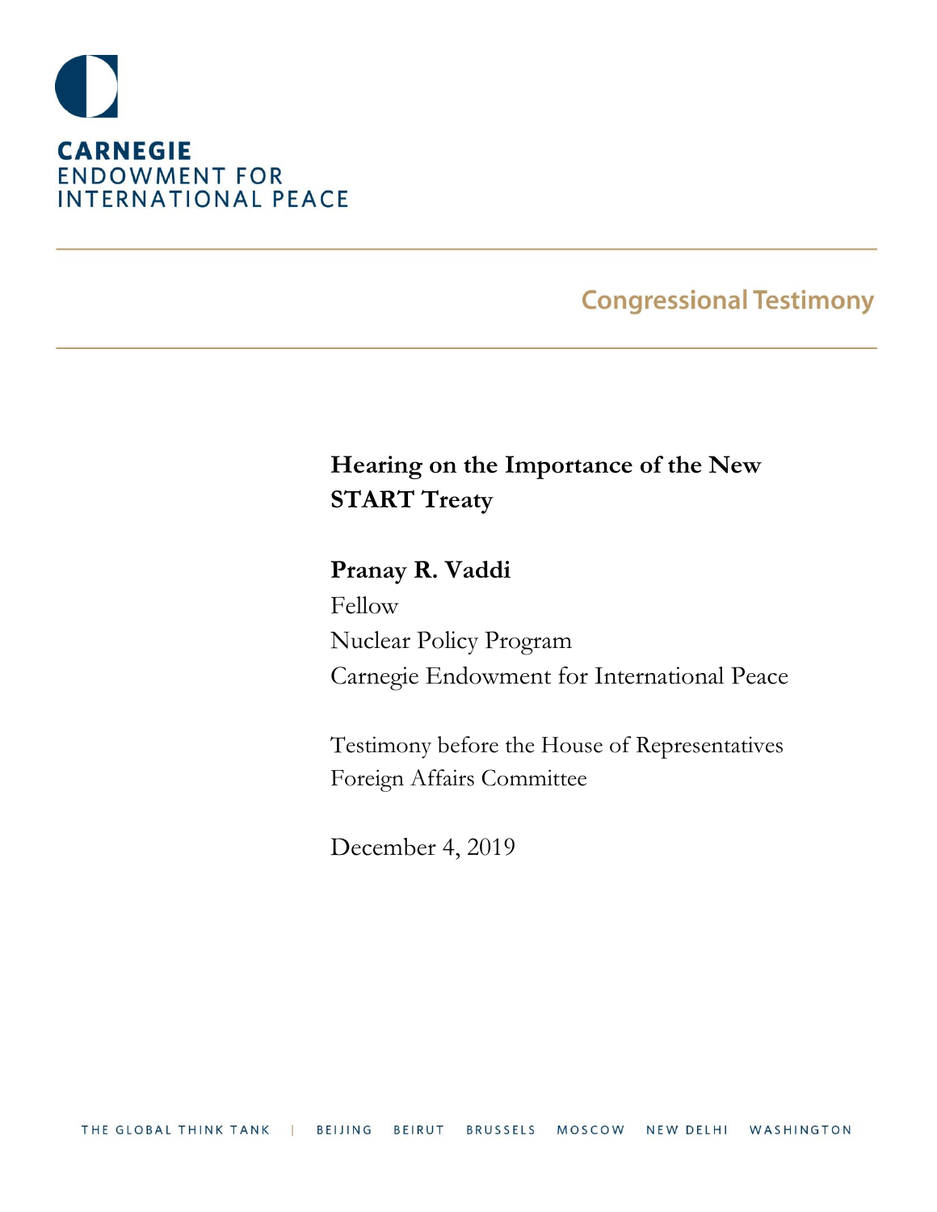**CARNEGIE**
ENDOWMENT FOR
INTERNATIONAL PEACE

Congressional Testimony

# Hearing on the Importance of the New START Treaty

**Pranay R. Vaddi**
Fellow
Nuclear Policy Program
Carnegie Endowment for International Peace

Testimony before the House of Representatives
Foreign Affairs Committee

December 4, 2019

THE GLOBAL THINK TANK | BEIJING BEIRUT BRUSSELS MOSCOW NEW DELHI WASHINGTON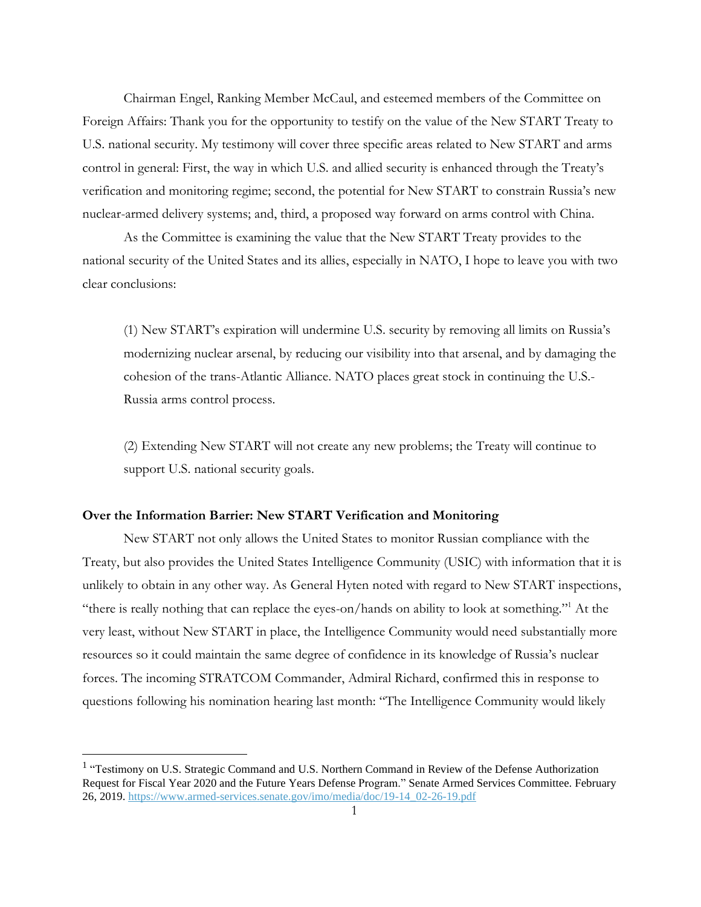Chairman Engel, Ranking Member McCaul, and esteemed members of the Committee on Foreign Affairs: Thank you for the opportunity to testify on the value of the New START Treaty to U.S. national security. My testimony will cover three specific areas related to New START and arms control in general: First, the way in which U.S. and allied security is enhanced through the Treaty's verification and monitoring regime; second, the potential for New START to constrain Russia's new nuclear-armed delivery systems; and, third, a proposed way forward on arms control with China.

As the Committee is examining the value that the New START Treaty provides to the national security of the United States and its allies, especially in NATO, I hope to leave you with two clear conclusions:

> (1) New START's expiration will undermine U.S. security by removing all limits on Russia's modernizing nuclear arsenal, by reducing our visibility into that arsenal, and by damaging the cohesion of the trans-Atlantic Alliance. NATO places great stock in continuing the U.S.-Russia arms control process.
>
> (2) Extending New START will not create any new problems; the Treaty will continue to support U.S. national security goals.

**Over the Information Barrier: New START Verification and Monitoring**

New START not only allows the United States to monitor Russian compliance with the Treaty, but also provides the United States Intelligence Community (USIC) with information that it is unlikely to obtain in any other way. As General Hyten noted with regard to New START inspections, "there is really nothing that can replace the eyes-on/hands on ability to look at something."[1] At the very least, without New START in place, the Intelligence Community would need substantially more resources so it could maintain the same degree of confidence in its knowledge of Russia's nuclear forces. The incoming STRATCOM Commander, Admiral Richard, confirmed this in response to questions following his nomination hearing last month: "The Intelligence Community would likely

---

[1] "Testimony on U.S. Strategic Command and U.S. Northern Command in Review of the Defense Authorization Request for Fiscal Year 2020 and the Future Years Defense Program." Senate Armed Services Committee. February 26, 2019. https://www.armed-services.senate.gov/imo/media/doc/19-14_02-26-19.pdf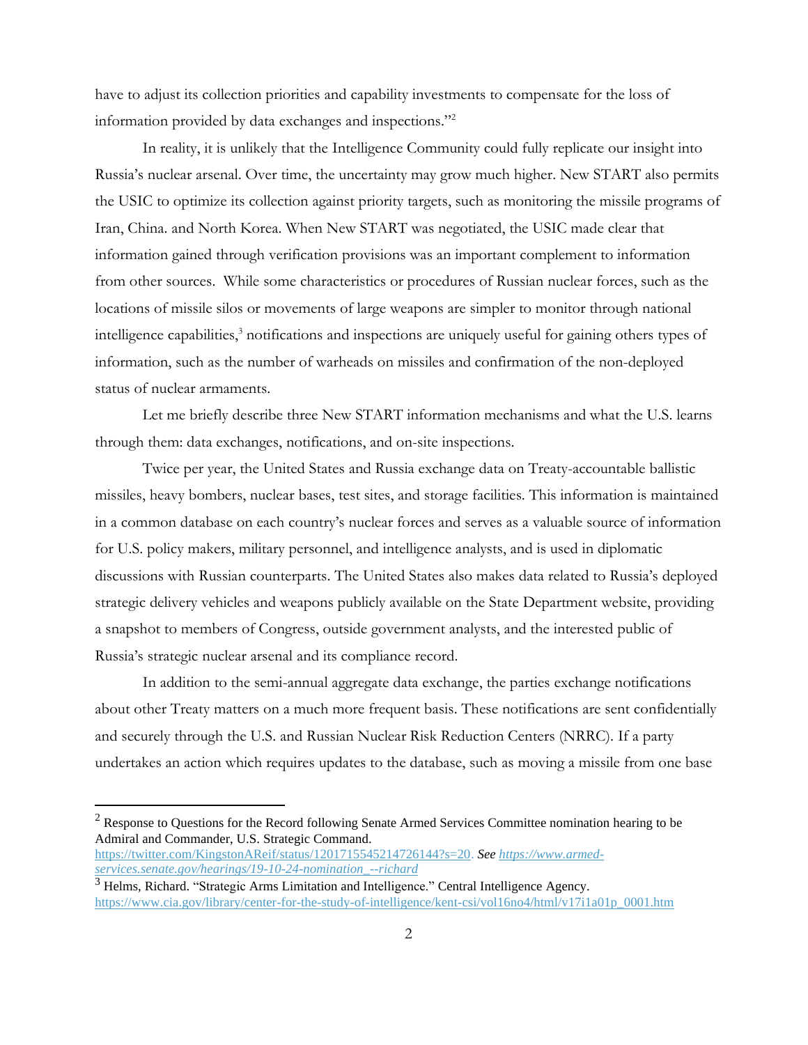have to adjust its collection priorities and capability investments to compensate for the loss of information provided by data exchanges and inspections."[2]

In reality, it is unlikely that the Intelligence Community could fully replicate our insight into Russia's nuclear arsenal. Over time, the uncertainty may grow much higher. New START also permits the USIC to optimize its collection against priority targets, such as monitoring the missile programs of Iran, China. and North Korea. When New START was negotiated, the USIC made clear that information gained through verification provisions was an important complement to information from other sources. While some characteristics or procedures of Russian nuclear forces, such as the locations of missile silos or movements of large weapons are simpler to monitor through national intelligence capabilities,[3] notifications and inspections are uniquely useful for gaining others types of information, such as the number of warheads on missiles and confirmation of the non-deployed status of nuclear armaments.

Let me briefly describe three New START information mechanisms and what the U.S. learns through them: data exchanges, notifications, and on-site inspections.

Twice per year, the United States and Russia exchange data on Treaty-accountable ballistic missiles, heavy bombers, nuclear bases, test sites, and storage facilities. This information is maintained in a common database on each country's nuclear forces and serves as a valuable source of information for U.S. policy makers, military personnel, and intelligence analysts, and is used in diplomatic discussions with Russian counterparts. The United States also makes data related to Russia's deployed strategic delivery vehicles and weapons publicly available on the State Department website, providing a snapshot to members of Congress, outside government analysts, and the interested public of Russia's strategic nuclear arsenal and its compliance record.

In addition to the semi-annual aggregate data exchange, the parties exchange notifications about other Treaty matters on a much more frequent basis. These notifications are sent confidentially and securely through the U.S. and Russian Nuclear Risk Reduction Centers (NRRC). If a party undertakes an action which requires updates to the database, such as moving a missile from one base

---

[2] Response to Questions for the Record following Senate Armed Services Committee nomination hearing to be Admiral and Commander, U.S. Strategic Command. https://twitter.com/KingstonAReif/status/1201715545214726144?s=20. *See https://www.armed-services.senate.gov/hearings/19-10-24-nomination_--richard*

[3] Helms, Richard. "Strategic Arms Limitation and Intelligence." Central Intelligence Agency. https://www.cia.gov/library/center-for-the-study-of-intelligence/kent-csi/vol16no4/html/v17i1a01p_0001.htm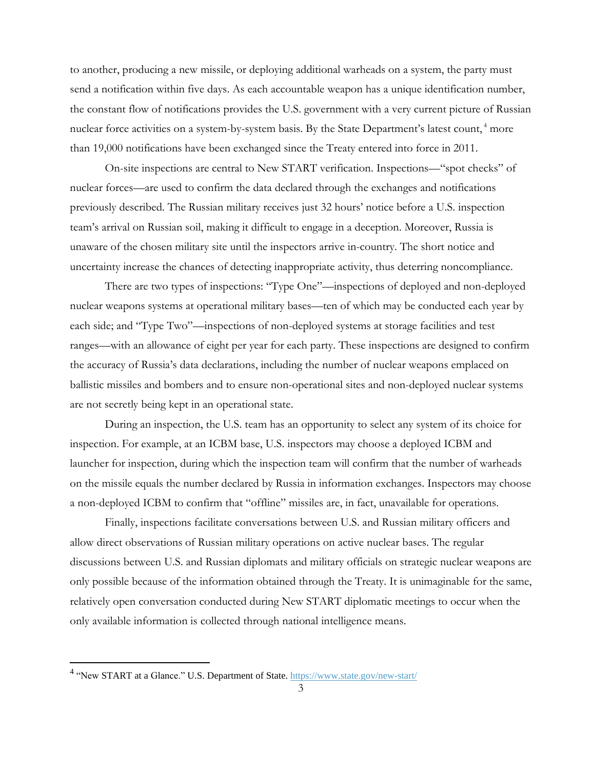to another, producing a new missile, or deploying additional warheads on a system, the party must send a notification within five days. As each accountable weapon has a unique identification number, the constant flow of notifications provides the U.S. government with a very current picture of Russian nuclear force activities on a system-by-system basis. By the State Department's latest count,[4] more than 19,000 notifications have been exchanged since the Treaty entered into force in 2011.

On-site inspections are central to New START verification. Inspections—"spot checks" of nuclear forces—are used to confirm the data declared through the exchanges and notifications previously described. The Russian military receives just 32 hours' notice before a U.S. inspection team's arrival on Russian soil, making it difficult to engage in a deception. Moreover, Russia is unaware of the chosen military site until the inspectors arrive in-country. The short notice and uncertainty increase the chances of detecting inappropriate activity, thus deterring noncompliance.

There are two types of inspections: "Type One"—inspections of deployed and non-deployed nuclear weapons systems at operational military bases—ten of which may be conducted each year by each side; and "Type Two"—inspections of non-deployed systems at storage facilities and test ranges—with an allowance of eight per year for each party. These inspections are designed to confirm the accuracy of Russia's data declarations, including the number of nuclear weapons emplaced on ballistic missiles and bombers and to ensure non-operational sites and non-deployed nuclear systems are not secretly being kept in an operational state.

During an inspection, the U.S. team has an opportunity to select any system of its choice for inspection. For example, at an ICBM base, U.S. inspectors may choose a deployed ICBM and launcher for inspection, during which the inspection team will confirm that the number of warheads on the missile equals the number declared by Russia in information exchanges. Inspectors may choose a non-deployed ICBM to confirm that "offline" missiles are, in fact, unavailable for operations.

Finally, inspections facilitate conversations between U.S. and Russian military officers and allow direct observations of Russian military operations on active nuclear bases. The regular discussions between U.S. and Russian diplomats and military officials on strategic nuclear weapons are only possible because of the information obtained through the Treaty. It is unimaginable for the same, relatively open conversation conducted during New START diplomatic meetings to occur when the only available information is collected through national intelligence means.

---

[4] "New START at a Glance." U.S. Department of State. https://www.state.gov/new-start/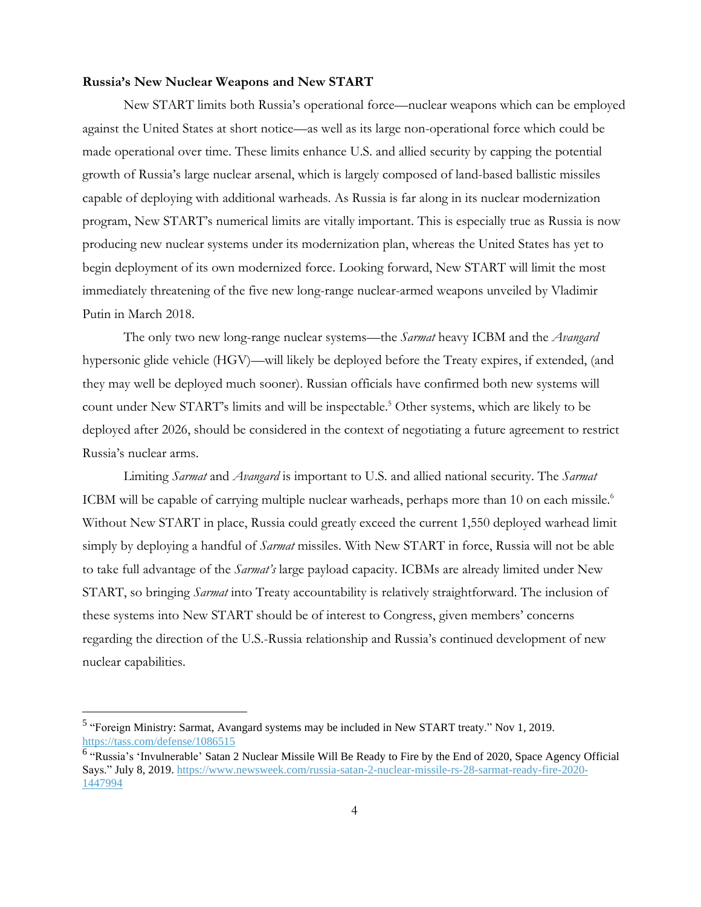### Russia's New Nuclear Weapons and New START

New START limits both Russia's operational force—nuclear weapons which can be employed against the United States at short notice—as well as its large non-operational force which could be made operational over time. These limits enhance U.S. and allied security by capping the potential growth of Russia's large nuclear arsenal, which is largely composed of land-based ballistic missiles capable of deploying with additional warheads. As Russia is far along in its nuclear modernization program, New START's numerical limits are vitally important. This is especially true as Russia is now producing new nuclear systems under its modernization plan, whereas the United States has yet to begin deployment of its own modernized force. Looking forward, New START will limit the most immediately threatening of the five new long-range nuclear-armed weapons unveiled by Vladimir Putin in March 2018.

The only two new long-range nuclear systems—the *Sarmat* heavy ICBM and the *Avangard* hypersonic glide vehicle (HGV)—will likely be deployed before the Treaty expires, if extended, (and they may well be deployed much sooner). Russian officials have confirmed both new systems will count under New START's limits and will be inspectable.[5] Other systems, which are likely to be deployed after 2026, should be considered in the context of negotiating a future agreement to restrict Russia's nuclear arms.

Limiting *Sarmat* and *Avangard* is important to U.S. and allied national security. The *Sarmat* ICBM will be capable of carrying multiple nuclear warheads, perhaps more than 10 on each missile.[6] Without New START in place, Russia could greatly exceed the current 1,550 deployed warhead limit simply by deploying a handful of *Sarmat* missiles. With New START in force, Russia will not be able to take full advantage of the *Sarmat's* large payload capacity. ICBMs are already limited under New START, so bringing *Sarmat* into Treaty accountability is relatively straightforward. The inclusion of these systems into New START should be of interest to Congress, given members' concerns regarding the direction of the U.S.-Russia relationship and Russia's continued development of new nuclear capabilities.

---

[5] "Foreign Ministry: Sarmat, Avangard systems may be included in New START treaty." Nov 1, 2019. https://tass.com/defense/1086515

[6] "Russia's 'Invulnerable' Satan 2 Nuclear Missile Will Be Ready to Fire by the End of 2020, Space Agency Official Says." July 8, 2019. https://www.newsweek.com/russia-satan-2-nuclear-missile-rs-28-sarmat-ready-fire-2020-1447994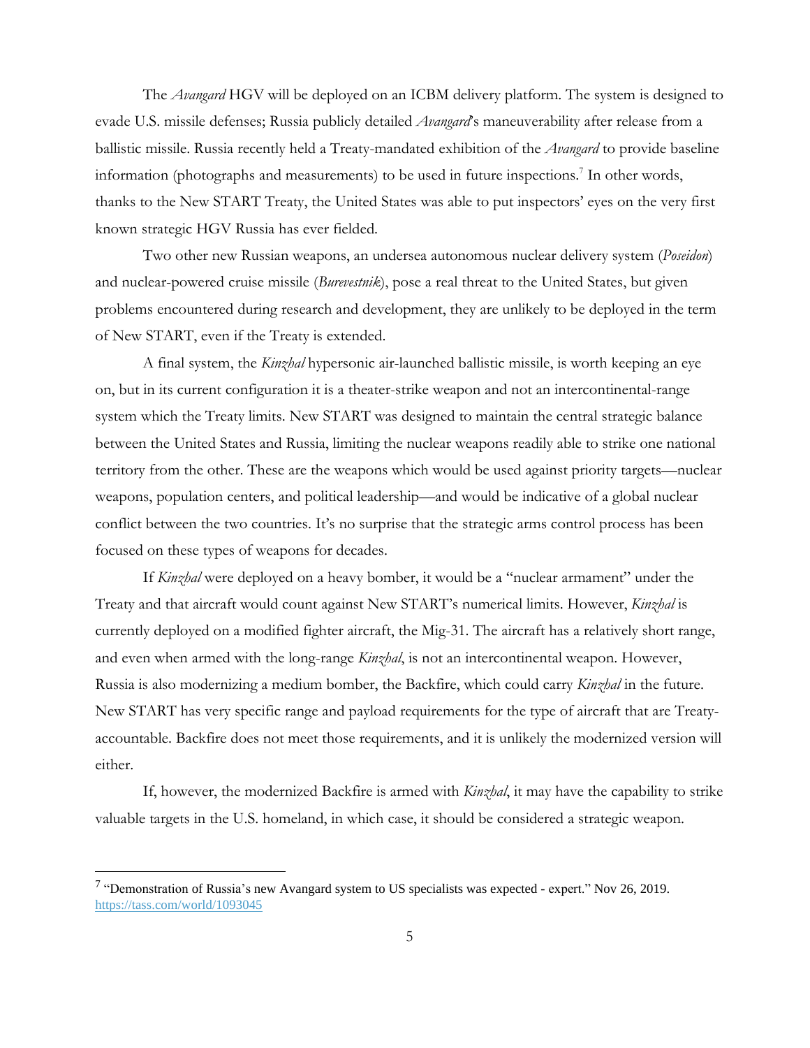The *Avangard* HGV will be deployed on an ICBM delivery platform. The system is designed to evade U.S. missile defenses; Russia publicly detailed *Avangard*'s maneuverability after release from a ballistic missile. Russia recently held a Treaty-mandated exhibition of the *Avangard* to provide baseline information (photographs and measurements) to be used in future inspections.[7] In other words, thanks to the New START Treaty, the United States was able to put inspectors' eyes on the very first known strategic HGV Russia has ever fielded.

Two other new Russian weapons, an undersea autonomous nuclear delivery system (*Poseidon*) and nuclear-powered cruise missile (*Burevestnik*), pose a real threat to the United States, but given problems encountered during research and development, they are unlikely to be deployed in the term of New START, even if the Treaty is extended.

A final system, the *Kinzhal* hypersonic air-launched ballistic missile, is worth keeping an eye on, but in its current configuration it is a theater-strike weapon and not an intercontinental-range system which the Treaty limits. New START was designed to maintain the central strategic balance between the United States and Russia, limiting the nuclear weapons readily able to strike one national territory from the other. These are the weapons which would be used against priority targets—nuclear weapons, population centers, and political leadership—and would be indicative of a global nuclear conflict between the two countries. It's no surprise that the strategic arms control process has been focused on these types of weapons for decades.

If *Kinzhal* were deployed on a heavy bomber, it would be a "nuclear armament" under the Treaty and that aircraft would count against New START's numerical limits. However, *Kinzhal* is currently deployed on a modified fighter aircraft, the Mig-31. The aircraft has a relatively short range, and even when armed with the long-range *Kinzhal*, is not an intercontinental weapon. However, Russia is also modernizing a medium bomber, the Backfire, which could carry *Kinzhal* in the future. New START has very specific range and payload requirements for the type of aircraft that are Treaty-accountable. Backfire does not meet those requirements, and it is unlikely the modernized version will either.

If, however, the modernized Backfire is armed with *Kinzhal*, it may have the capability to strike valuable targets in the U.S. homeland, in which case, it should be considered a strategic weapon.

---

[7] "Demonstration of Russia's new Avangard system to US specialists was expected - expert." Nov 26, 2019. https://tass.com/world/1093045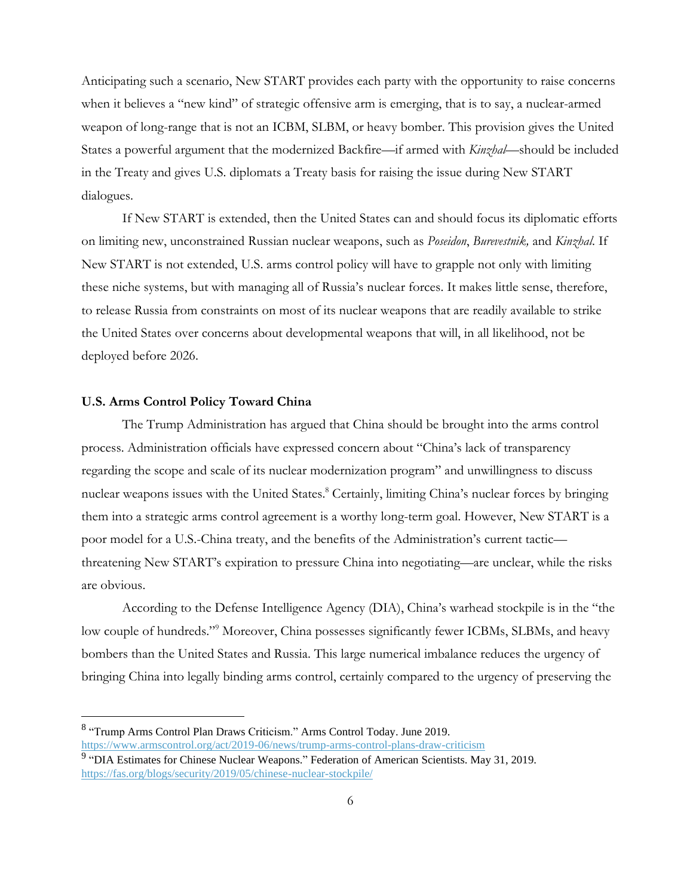Anticipating such a scenario, New START provides each party with the opportunity to raise concerns when it believes a "new kind" of strategic offensive arm is emerging, that is to say, a nuclear-armed weapon of long-range that is not an ICBM, SLBM, or heavy bomber. This provision gives the United States a powerful argument that the modernized Backfire—if armed with *Kinzhal*—should be included in the Treaty and gives U.S. diplomats a Treaty basis for raising the issue during New START dialogues.

If New START is extended, then the United States can and should focus its diplomatic efforts on limiting new, unconstrained Russian nuclear weapons, such as *Poseidon*, *Burevestnik,* and *Kinzhal*. If New START is not extended, U.S. arms control policy will have to grapple not only with limiting these niche systems, but with managing all of Russia's nuclear forces. It makes little sense, therefore, to release Russia from constraints on most of its nuclear weapons that are readily available to strike the United States over concerns about developmental weapons that will, in all likelihood, not be deployed before 2026.

### U.S. Arms Control Policy Toward China

The Trump Administration has argued that China should be brought into the arms control process. Administration officials have expressed concern about "China's lack of transparency regarding the scope and scale of its nuclear modernization program" and unwillingness to discuss nuclear weapons issues with the United States.[8] Certainly, limiting China's nuclear forces by bringing them into a strategic arms control agreement is a worthy long-term goal. However, New START is a poor model for a U.S.-China treaty, and the benefits of the Administration's current tactic—threatening New START's expiration to pressure China into negotiating—are unclear, while the risks are obvious.

According to the Defense Intelligence Agency (DIA), China's warhead stockpile is in the "the low couple of hundreds."[9] Moreover, China possesses significantly fewer ICBMs, SLBMs, and heavy bombers than the United States and Russia. This large numerical imbalance reduces the urgency of bringing China into legally binding arms control, certainly compared to the urgency of preserving the

---

[8] "Trump Arms Control Plan Draws Criticism." Arms Control Today. June 2019. https://www.armscontrol.org/act/2019-06/news/trump-arms-control-plans-draw-criticism

[9] "DIA Estimates for Chinese Nuclear Weapons." Federation of American Scientists. May 31, 2019. https://fas.org/blogs/security/2019/05/chinese-nuclear-stockpile/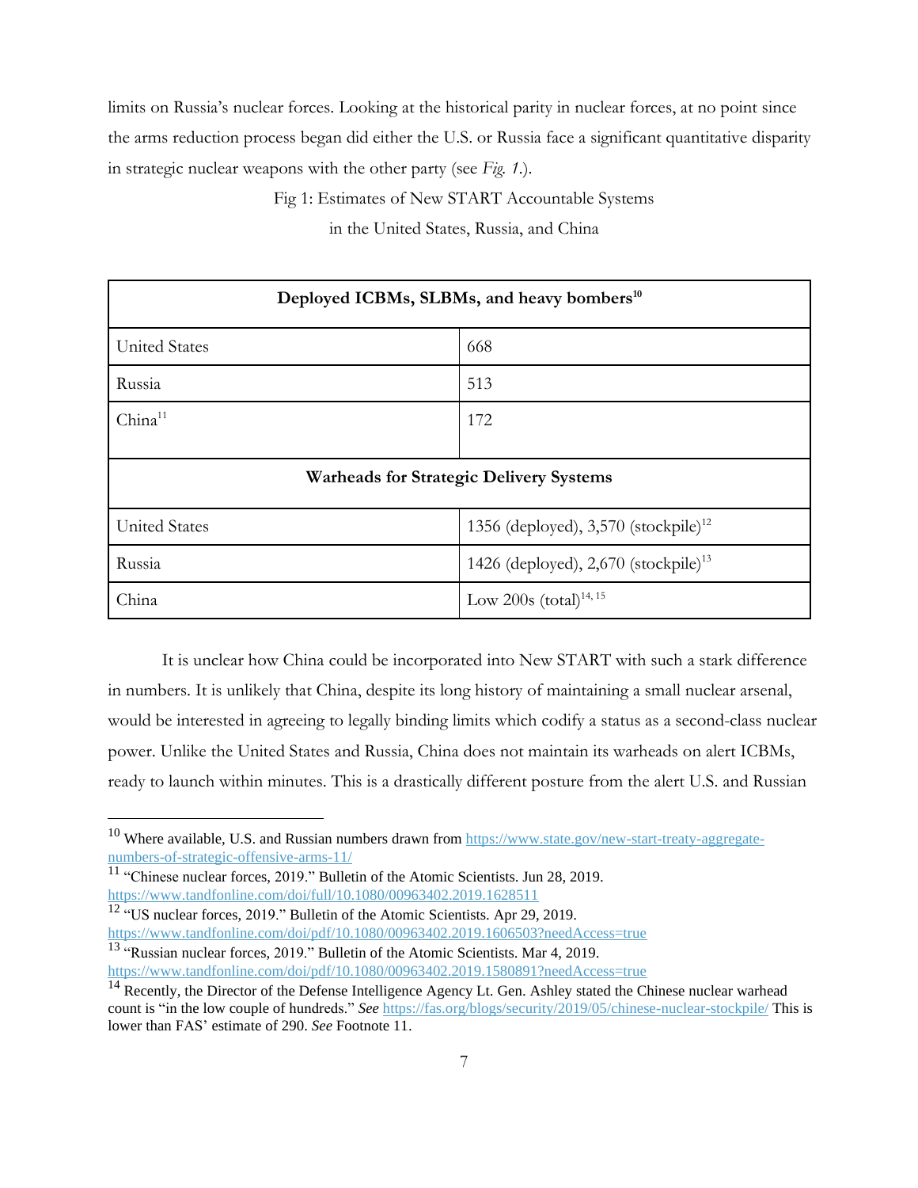limits on Russia's nuclear forces. Looking at the historical parity in nuclear forces, at no point since the arms reduction process began did either the U.S. or Russia face a significant quantitative disparity in strategic nuclear weapons with the other party (see *Fig. 1.*).

Fig 1: Estimates of New START Accountable Systems in the United States, Russia, and China

| **Deployed ICBMs, SLBMs, and heavy bombers**[10] | |
|---|---|
| United States | 668 |
| Russia | 513 |
| China[11] | 172 |
| **Warheads for Strategic Delivery Systems** | |
| United States | 1356 (deployed), 3,570 (stockpile)[12] |
| Russia | 1426 (deployed), 2,670 (stockpile)[13] |
| China | Low 200s (total)[14, 15] |

It is unclear how China could be incorporated into New START with such a stark difference in numbers. It is unlikely that China, despite its long history of maintaining a small nuclear arsenal, would be interested in agreeing to legally binding limits which codify a status as a second-class nuclear power. Unlike the United States and Russia, China does not maintain its warheads on alert ICBMs, ready to launch within minutes. This is a drastically different posture from the alert U.S. and Russian

---

[10] Where available, U.S. and Russian numbers drawn from https://www.state.gov/new-start-treaty-aggregate-numbers-of-strategic-offensive-arms-11/

[11] "Chinese nuclear forces, 2019." Bulletin of the Atomic Scientists. Jun 28, 2019. https://www.tandfonline.com/doi/full/10.1080/00963402.2019.1628511

[12] "US nuclear forces, 2019." Bulletin of the Atomic Scientists. Apr 29, 2019. https://www.tandfonline.com/doi/pdf/10.1080/00963402.2019.1606503?needAccess=true

[13] "Russian nuclear forces, 2019." Bulletin of the Atomic Scientists. Mar 4, 2019. https://www.tandfonline.com/doi/pdf/10.1080/00963402.2019.1580891?needAccess=true

[14] Recently, the Director of the Defense Intelligence Agency Lt. Gen. Ashley stated the Chinese nuclear warhead count is "in the low couple of hundreds." *See* https://fas.org/blogs/security/2019/05/chinese-nuclear-stockpile/ This is lower than FAS' estimate of 290. *See* Footnote 11.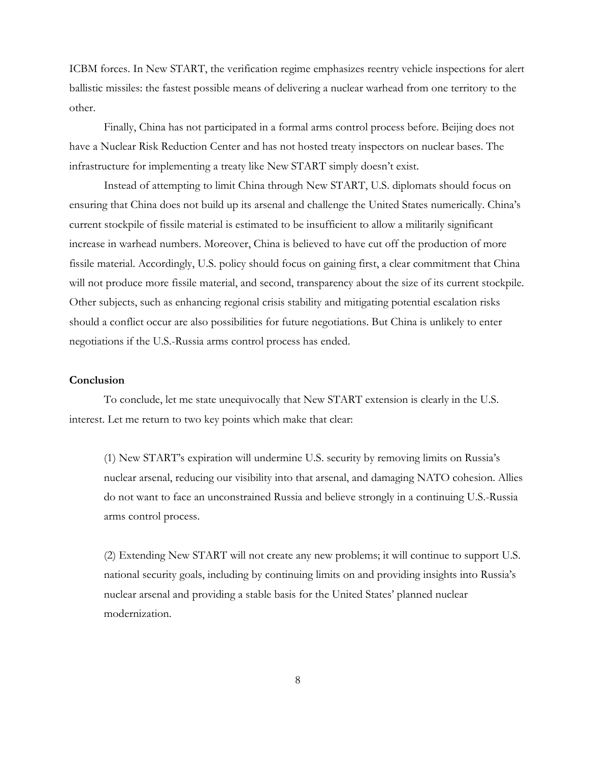ICBM forces. In New START, the verification regime emphasizes reentry vehicle inspections for alert ballistic missiles: the fastest possible means of delivering a nuclear warhead from one territory to the other.

Finally, China has not participated in a formal arms control process before. Beijing does not have a Nuclear Risk Reduction Center and has not hosted treaty inspectors on nuclear bases. The infrastructure for implementing a treaty like New START simply doesn't exist.

Instead of attempting to limit China through New START, U.S. diplomats should focus on ensuring that China does not build up its arsenal and challenge the United States numerically. China's current stockpile of fissile material is estimated to be insufficient to allow a militarily significant increase in warhead numbers. Moreover, China is believed to have cut off the production of more fissile material. Accordingly, U.S. policy should focus on gaining first, a clear commitment that China will not produce more fissile material, and second, transparency about the size of its current stockpile. Other subjects, such as enhancing regional crisis stability and mitigating potential escalation risks should a conflict occur are also possibilities for future negotiations. But China is unlikely to enter negotiations if the U.S.-Russia arms control process has ended.

**Conclusion**

To conclude, let me state unequivocally that New START extension is clearly in the U.S. interest. Let me return to two key points which make that clear:

> (1) New START's expiration will undermine U.S. security by removing limits on Russia's nuclear arsenal, reducing our visibility into that arsenal, and damaging NATO cohesion. Allies do not want to face an unconstrained Russia and believe strongly in a continuing U.S.-Russia arms control process.
>
> (2) Extending New START will not create any new problems; it will continue to support U.S. national security goals, including by continuing limits on and providing insights into Russia's nuclear arsenal and providing a stable basis for the United States' planned nuclear modernization.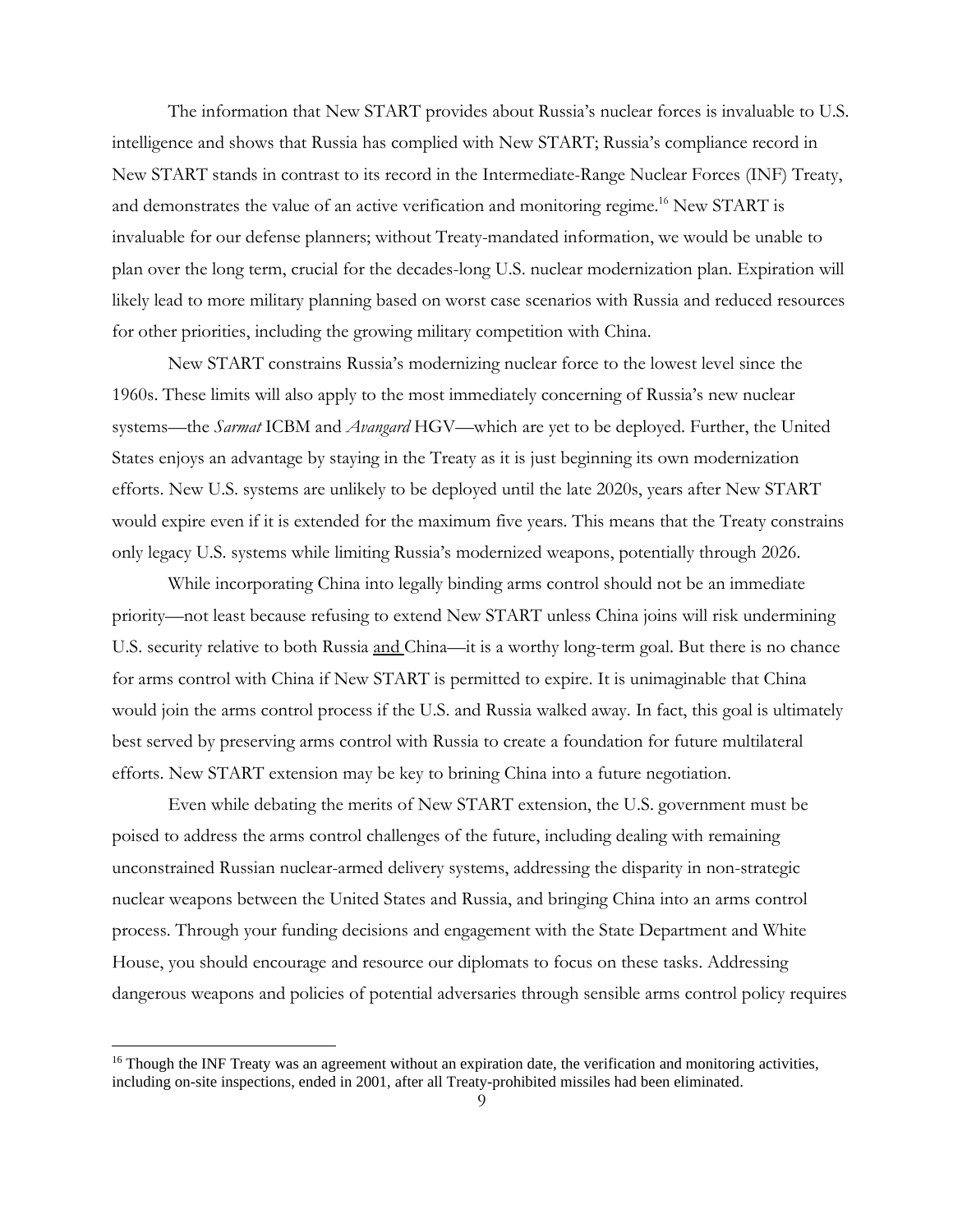The information that New START provides about Russia's nuclear forces is invaluable to U.S. intelligence and shows that Russia has complied with New START; Russia's compliance record in New START stands in contrast to its record in the Intermediate-Range Nuclear Forces (INF) Treaty, and demonstrates the value of an active verification and monitoring regime.[16] New START is invaluable for our defense planners; without Treaty-mandated information, we would be unable to plan over the long term, crucial for the decades-long U.S. nuclear modernization plan. Expiration will likely lead to more military planning based on worst case scenarios with Russia and reduced resources for other priorities, including the growing military competition with China.

New START constrains Russia's modernizing nuclear force to the lowest level since the 1960s. These limits will also apply to the most immediately concerning of Russia's new nuclear systems—the *Sarmat* ICBM and *Avangard* HGV—which are yet to be deployed. Further, the United States enjoys an advantage by staying in the Treaty as it is just beginning its own modernization efforts. New U.S. systems are unlikely to be deployed until the late 2020s, years after New START would expire even if it is extended for the maximum five years. This means that the Treaty constrains only legacy U.S. systems while limiting Russia's modernized weapons, potentially through 2026.

While incorporating China into legally binding arms control should not be an immediate priority—not least because refusing to extend New START unless China joins will risk undermining U.S. security relative to both Russia <u>and</u> China—it is a worthy long-term goal. But there is no chance for arms control with China if New START is permitted to expire. It is unimaginable that China would join the arms control process if the U.S. and Russia walked away. In fact, this goal is ultimately best served by preserving arms control with Russia to create a foundation for future multilateral efforts. New START extension may be key to brining China into a future negotiation.

Even while debating the merits of New START extension, the U.S. government must be poised to address the arms control challenges of the future, including dealing with remaining unconstrained Russian nuclear-armed delivery systems, addressing the disparity in non-strategic nuclear weapons between the United States and Russia, and bringing China into an arms control process. Through your funding decisions and engagement with the State Department and White House, you should encourage and resource our diplomats to focus on these tasks. Addressing dangerous weapons and policies of potential adversaries through sensible arms control policy requires

---

[16] Though the INF Treaty was an agreement without an expiration date, the verification and monitoring activities, including on-site inspections, ended in 2001, after all Treaty-prohibited missiles had been eliminated.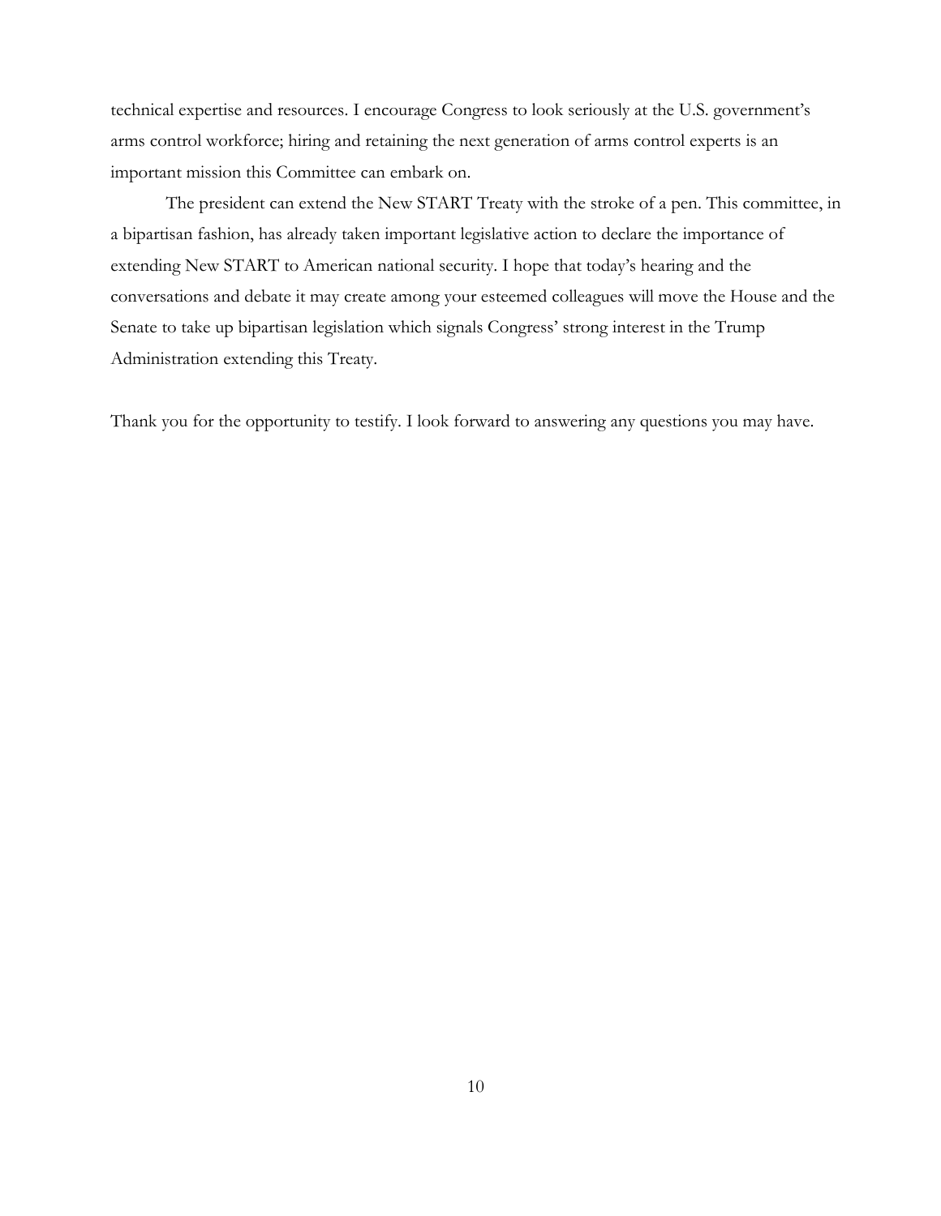technical expertise and resources. I encourage Congress to look seriously at the U.S. government's arms control workforce; hiring and retaining the next generation of arms control experts is an important mission this Committee can embark on.

The president can extend the New START Treaty with the stroke of a pen. This committee, in a bipartisan fashion, has already taken important legislative action to declare the importance of extending New START to American national security. I hope that today's hearing and the conversations and debate it may create among your esteemed colleagues will move the House and the Senate to take up bipartisan legislation which signals Congress' strong interest in the Trump Administration extending this Treaty.

Thank you for the opportunity to testify. I look forward to answering any questions you may have.